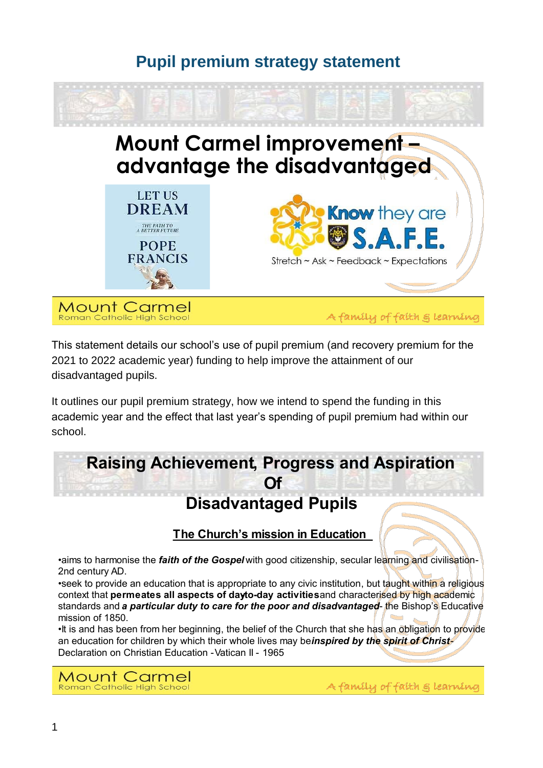# Pupil premium strategy statement

## Mount Carmel improvement – advantage the disadvantaged

LET US DREAM

THE PATH TO A BETTER FUTURE

POPE FRANCIS

**Know** they are **S.A.F.E.**

Stretch ~ Ask ~ Feedback ~ Expectations

Mount Carmel
Roman Catholic High School

*A family of faith & learning*

This statement details our school's use of pupil premium (and recovery premium for the 2021 to 2022 academic year) funding to help improve the attainment of our disadvantaged pupils.

It outlines our pupil premium strategy, how we intend to spend the funding in this academic year and the effect that last year's spending of pupil premium had within our school.

## Raising Achievement, Progress and Aspiration Of Disadvantaged Pupils

### The Church's mission in Education

•aims to harmonise the ***faith of the Gospel*** with good citizenship, secular learning and civilisation- 2nd century AD.

•seek to provide an education that is appropriate to any civic institution, but taught within a religious context that **permeates all aspects of day-to-day activities** and characterised by high academic standards and ***a particular duty to care for the poor and disadvantaged***- the Bishop's Educative mission of 1850.

•It is and has been from her beginning, the belief of the Church that she has an obligation to provide an education for children by which their whole lives may be ***inspired by the spirit of Christ***- Declaration on Christian Education - Vatican II - 1965

Mount Carmel
Roman Catholic High School

*A family of faith & learning*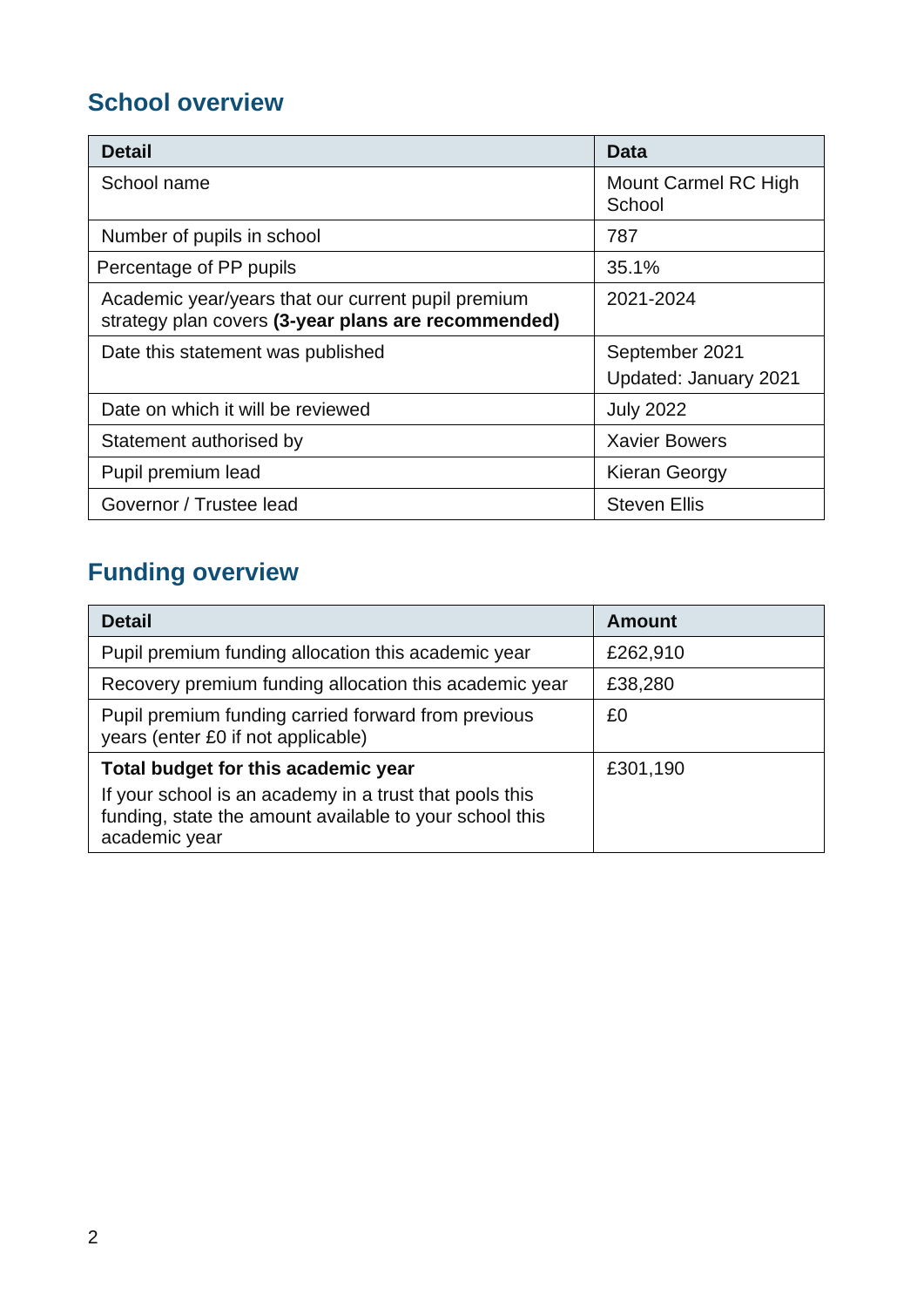## School overview

| Detail | Data |
|---|---|
| School name | Mount Carmel RC High School |
| Number of pupils in school | 787 |
| Percentage of PP pupils | 35.1% |
| Academic year/years that our current pupil premium strategy plan covers **(3-year plans are recommended)** | 2021-2024 |
| Date this statement was published | September 2021<br>Updated: January 2021 |
| Date on which it will be reviewed | July 2022 |
| Statement authorised by | Xavier Bowers |
| Pupil premium lead | Kieran Georgy |
| Governor / Trustee lead | Steven Ellis |

## Funding overview

| Detail | Amount |
|---|---|
| Pupil premium funding allocation this academic year | £262,910 |
| Recovery premium funding allocation this academic year | £38,280 |
| Pupil premium funding carried forward from previous years (enter £0 if not applicable) | £0 |
| **Total budget for this academic year**<br>If your school is an academy in a trust that pools this funding, state the amount available to your school this academic year | £301,190 |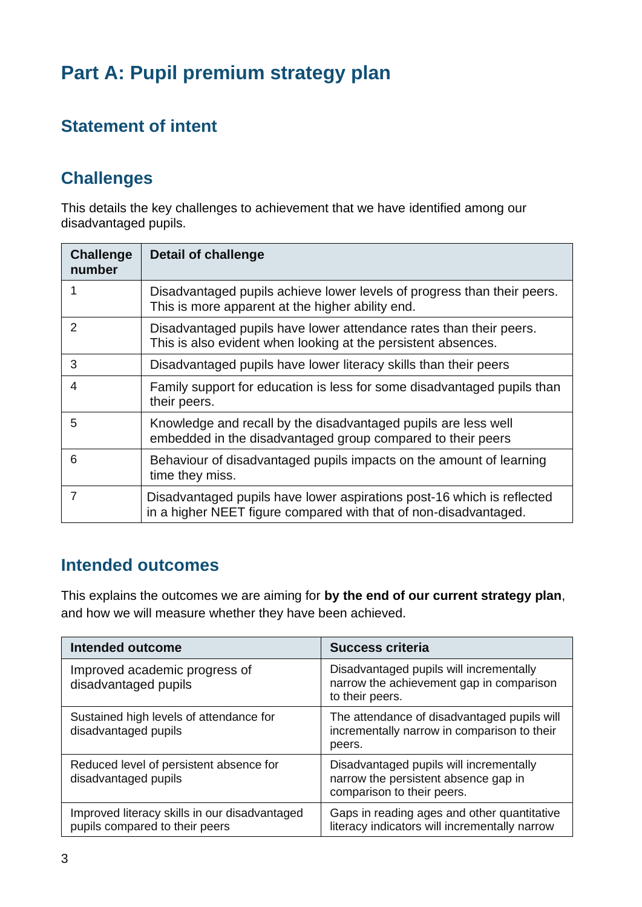# Part A: Pupil premium strategy plan

## Statement of intent

## Challenges

This details the key challenges to achievement that we have identified among our disadvantaged pupils.

| Challenge number | Detail of challenge |
|---|---|
| 1 | Disadvantaged pupils achieve lower levels of progress than their peers. This is more apparent at the higher ability end. |
| 2 | Disadvantaged pupils have lower attendance rates than their peers. This is also evident when looking at the persistent absences. |
| 3 | Disadvantaged pupils have lower literacy skills than their peers |
| 4 | Family support for education is less for some disadvantaged pupils than their peers. |
| 5 | Knowledge and recall by the disadvantaged pupils are less well embedded in the disadvantaged group compared to their peers |
| 6 | Behaviour of disadvantaged pupils impacts on the amount of learning time they miss. |
| 7 | Disadvantaged pupils have lower aspirations post-16 which is reflected in a higher NEET figure compared with that of non-disadvantaged. |

## Intended outcomes

This explains the outcomes we are aiming for **by the end of our current strategy plan**, and how we will measure whether they have been achieved.

| Intended outcome | Success criteria |
|---|---|
| Improved academic progress of disadvantaged pupils | Disadvantaged pupils will incrementally narrow the achievement gap in comparison to their peers. |
| Sustained high levels of attendance for disadvantaged pupils | The attendance of disadvantaged pupils will incrementally narrow in comparison to their peers. |
| Reduced level of persistent absence for disadvantaged pupils | Disadvantaged pupils will incrementally narrow the persistent absence gap in comparison to their peers. |
| Improved literacy skills in our disadvantaged pupils compared to their peers | Gaps in reading ages and other quantitative literacy indicators will incrementally narrow |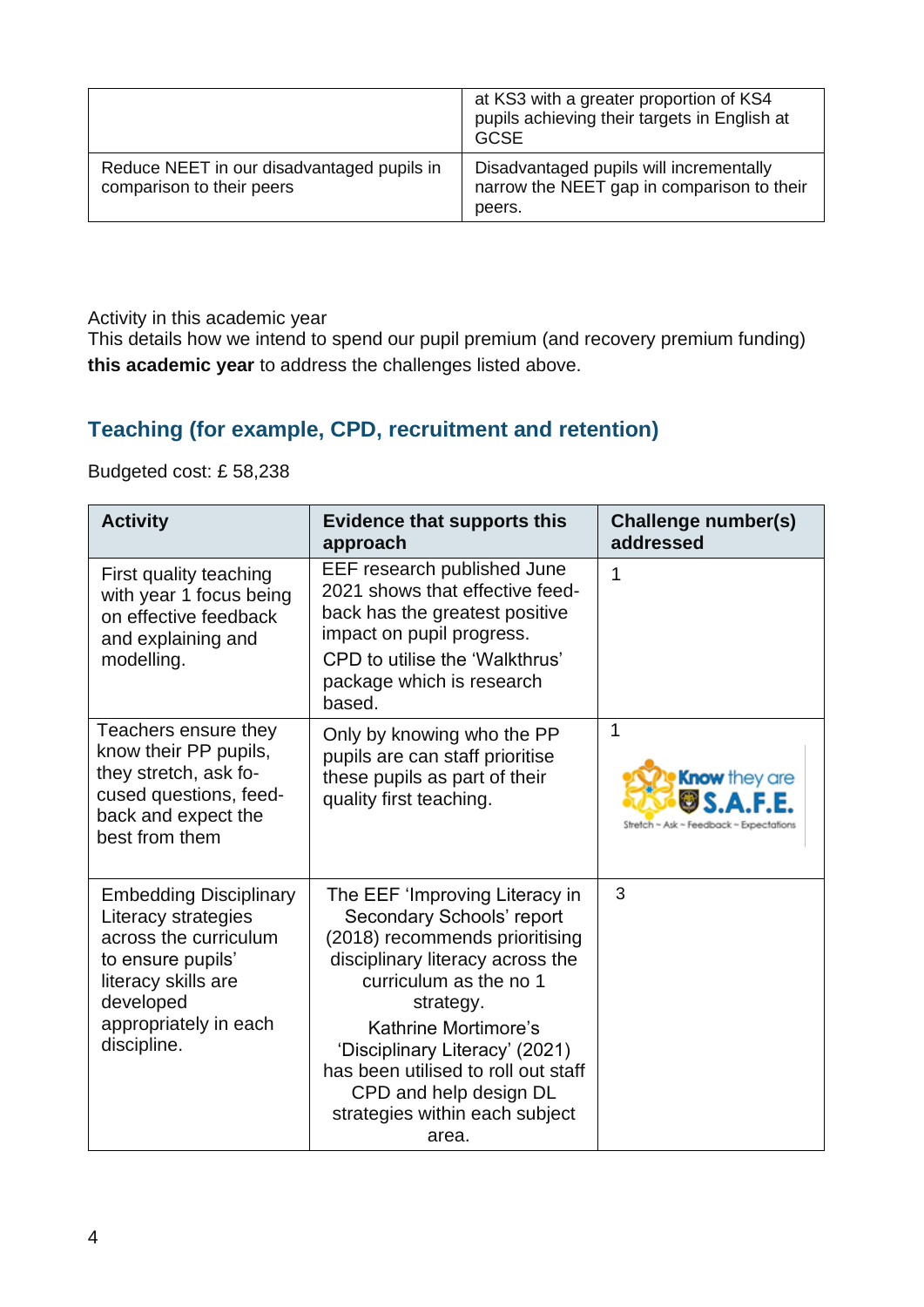|  |  |
|---|---|
|  | at KS3 with a greater proportion of KS4 pupils achieving their targets in English at GCSE |
| Reduce NEET in our disadvantaged pupils in comparison to their peers | Disadvantaged pupils will incrementally narrow the NEET gap in comparison to their peers. |

Activity in this academic year

This details how we intend to spend our pupil premium (and recovery premium funding) **this academic year** to address the challenges listed above.

## Teaching (for example, CPD, recruitment and retention)

Budgeted cost: £ 58,238

| Activity | Evidence that supports this approach | Challenge number(s) addressed |
|---|---|---|
| First quality teaching with year 1 focus being on effective feedback and explaining and modelling. | EEF research published June 2021 shows that effective feed-back has the greatest positive impact on pupil progress. CPD to utilise the 'Walkthrus' package which is research based. | 1 |
| Teachers ensure they know their PP pupils, they stretch, ask fo-cused questions, feed-back and expect the best from them | Only by knowing who the PP pupils are can staff prioritise these pupils as part of their quality first teaching. | 1 Know they are S.A.F.E. Stretch ~ Ask ~ Feedback ~ Expectations |
| Embedding Disciplinary Literacy strategies across the curriculum to ensure pupils' literacy skills are developed appropriately in each discipline. | The EEF 'Improving Literacy in Secondary Schools' report (2018) recommends prioritising disciplinary literacy across the curriculum as the no 1 strategy. Kathrine Mortimore's 'Disciplinary Literacy' (2021) has been utilised to roll out staff CPD and help design DL strategies within each subject area. | 3 |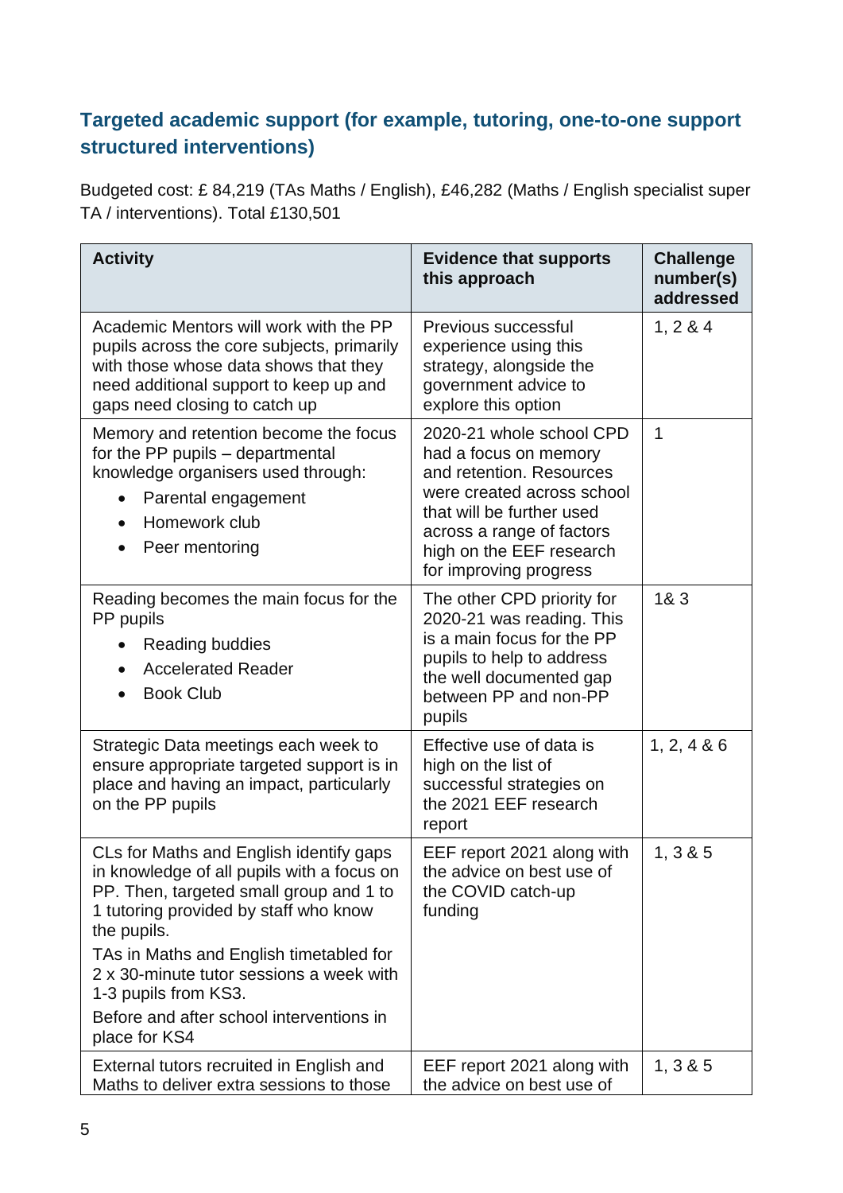### Targeted academic support (for example, tutoring, one-to-one support structured interventions)

Budgeted cost: £ 84,219 (TAs Maths / English), £46,282 (Maths / English specialist super TA / interventions). Total £130,501

| Activity | Evidence that supports this approach | Challenge number(s) addressed |
|---|---|---|
| Academic Mentors will work with the PP pupils across the core subjects, primarily with those whose data shows that they need additional support to keep up and gaps need closing to catch up | Previous successful experience using this strategy, alongside the government advice to explore this option | 1, 2 & 4 |
| Memory and retention become the focus for the PP pupils – departmental knowledge organisers used through:<br>• Parental engagement<br>• Homework club<br>• Peer mentoring | 2020-21 whole school CPD had a focus on memory and retention. Resources were created across school that will be further used across a range of factors high on the EEF research for improving progress | 1 |
| Reading becomes the main focus for the PP pupils<br>• Reading buddies<br>• Accelerated Reader<br>• Book Club | The other CPD priority for 2020-21 was reading. This is a main focus for the PP pupils to help to address the well documented gap between PP and non-PP pupils | 1& 3 |
| Strategic Data meetings each week to ensure appropriate targeted support is in place and having an impact, particularly on the PP pupils | Effective use of data is high on the list of successful strategies on the 2021 EEF research report | 1, 2, 4 & 6 |
| CLs for Maths and English identify gaps in knowledge of all pupils with a focus on PP. Then, targeted small group and 1 to 1 tutoring provided by staff who know the pupils.<br>TAs in Maths and English timetabled for 2 x 30-minute tutor sessions a week with 1-3 pupils from KS3.<br>Before and after school interventions in place for KS4 | EEF report 2021 along with the advice on best use of the COVID catch-up funding | 1, 3 & 5 |
| External tutors recruited in English and Maths to deliver extra sessions to those | EEF report 2021 along with the advice on best use of | 1, 3 & 5 |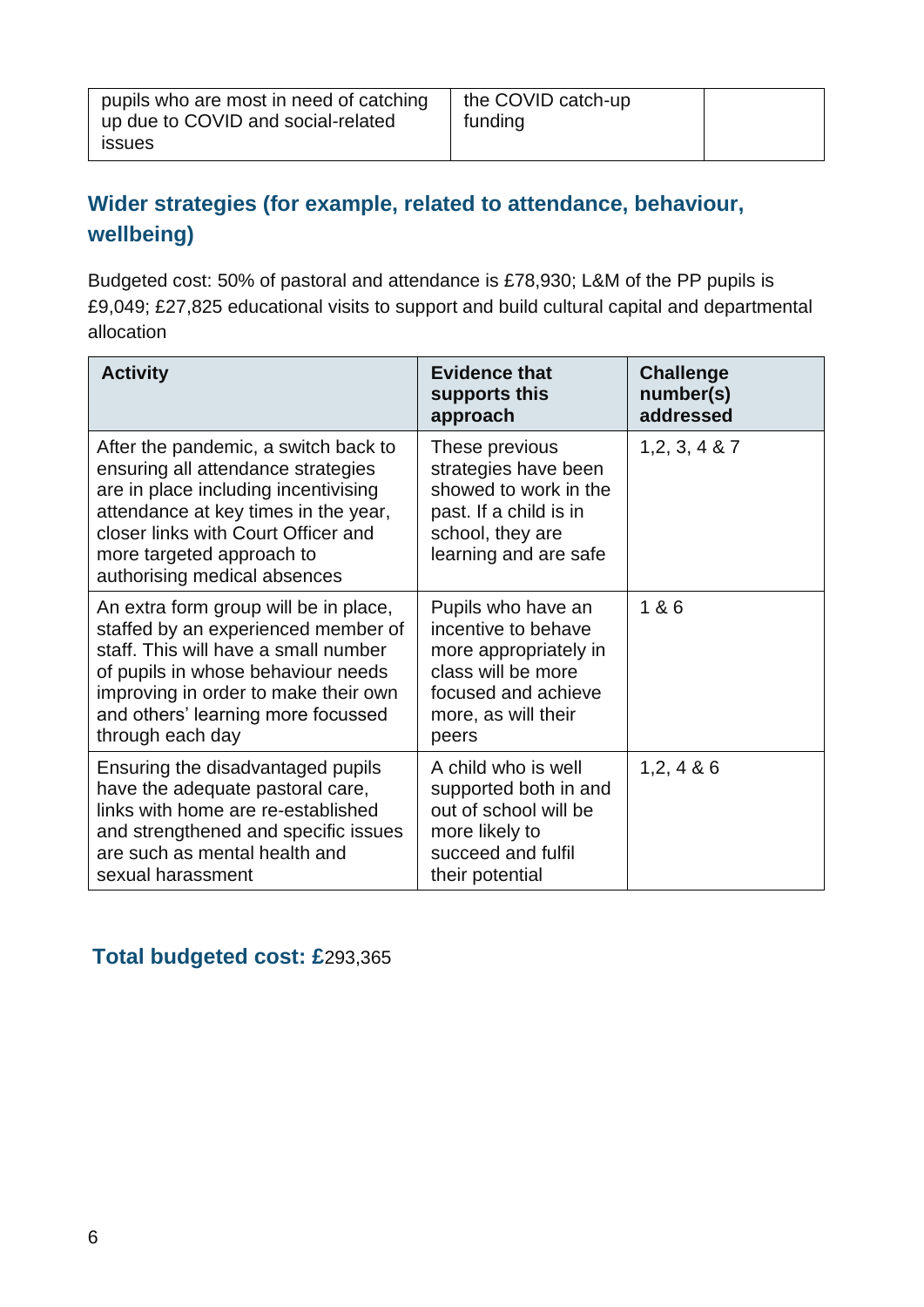| pupils who are most in need of catching up due to COVID and social-related issues | the COVID catch-up funding | |
|---|---|---|

## Wider strategies (for example, related to attendance, behaviour, wellbeing)

Budgeted cost: 50% of pastoral and attendance is £78,930; L&M of the PP pupils is £9,049; £27,825 educational visits to support and build cultural capital and departmental allocation

| Activity | Evidence that supports this approach | Challenge number(s) addressed |
|---|---|---|
| After the pandemic, a switch back to ensuring all attendance strategies are in place including incentivising attendance at key times in the year, closer links with Court Officer and more targeted approach to authorising medical absences | These previous strategies have been showed to work in the past. If a child is in school, they are learning and are safe | 1,2, 3, 4 & 7 |
| An extra form group will be in place, staffed by an experienced member of staff. This will have a small number of pupils in whose behaviour needs improving in order to make their own and others' learning more focussed through each day | Pupils who have an incentive to behave more appropriately in class will be more focused and achieve more, as will their peers | 1 & 6 |
| Ensuring the disadvantaged pupils have the adequate pastoral care, links with home are re-established and strengthened and specific issues are such as mental health and sexual harassment | A child who is well supported both in and out of school will be more likely to succeed and fulfil their potential | 1,2, 4 & 6 |

## Total budgeted cost: £293,365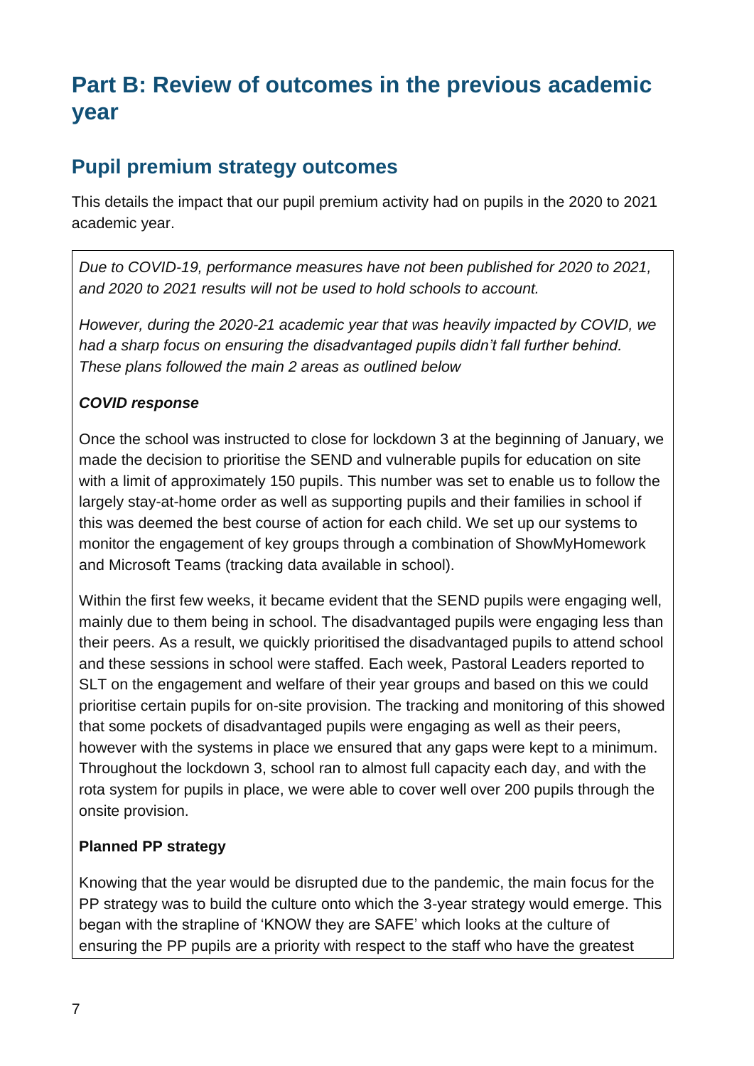# Part B: Review of outcomes in the previous academic year

## Pupil premium strategy outcomes

This details the impact that our pupil premium activity had on pupils in the 2020 to 2021 academic year.

*Due to COVID-19, performance measures have not been published for 2020 to 2021, and 2020 to 2021 results will not be used to hold schools to account.*

*However, during the 2020-21 academic year that was heavily impacted by COVID, we had a sharp focus on ensuring the disadvantaged pupils didn't fall further behind. These plans followed the main 2 areas as outlined below*

***COVID response***

Once the school was instructed to close for lockdown 3 at the beginning of January, we made the decision to prioritise the SEND and vulnerable pupils for education on site with a limit of approximately 150 pupils. This number was set to enable us to follow the largely stay-at-home order as well as supporting pupils and their families in school if this was deemed the best course of action for each child. We set up our systems to monitor the engagement of key groups through a combination of ShowMyHomework and Microsoft Teams (tracking data available in school).

Within the first few weeks, it became evident that the SEND pupils were engaging well, mainly due to them being in school. The disadvantaged pupils were engaging less than their peers. As a result, we quickly prioritised the disadvantaged pupils to attend school and these sessions in school were staffed. Each week, Pastoral Leaders reported to SLT on the engagement and welfare of their year groups and based on this we could prioritise certain pupils for on-site provision. The tracking and monitoring of this showed that some pockets of disadvantaged pupils were engaging as well as their peers, however with the systems in place we ensured that any gaps were kept to a minimum. Throughout the lockdown 3, school ran to almost full capacity each day, and with the rota system for pupils in place, we were able to cover well over 200 pupils through the onsite provision.

**Planned PP strategy**

Knowing that the year would be disrupted due to the pandemic, the main focus for the PP strategy was to build the culture onto which the 3-year strategy would emerge. This began with the strapline of 'KNOW they are SAFE' which looks at the culture of ensuring the PP pupils are a priority with respect to the staff who have the greatest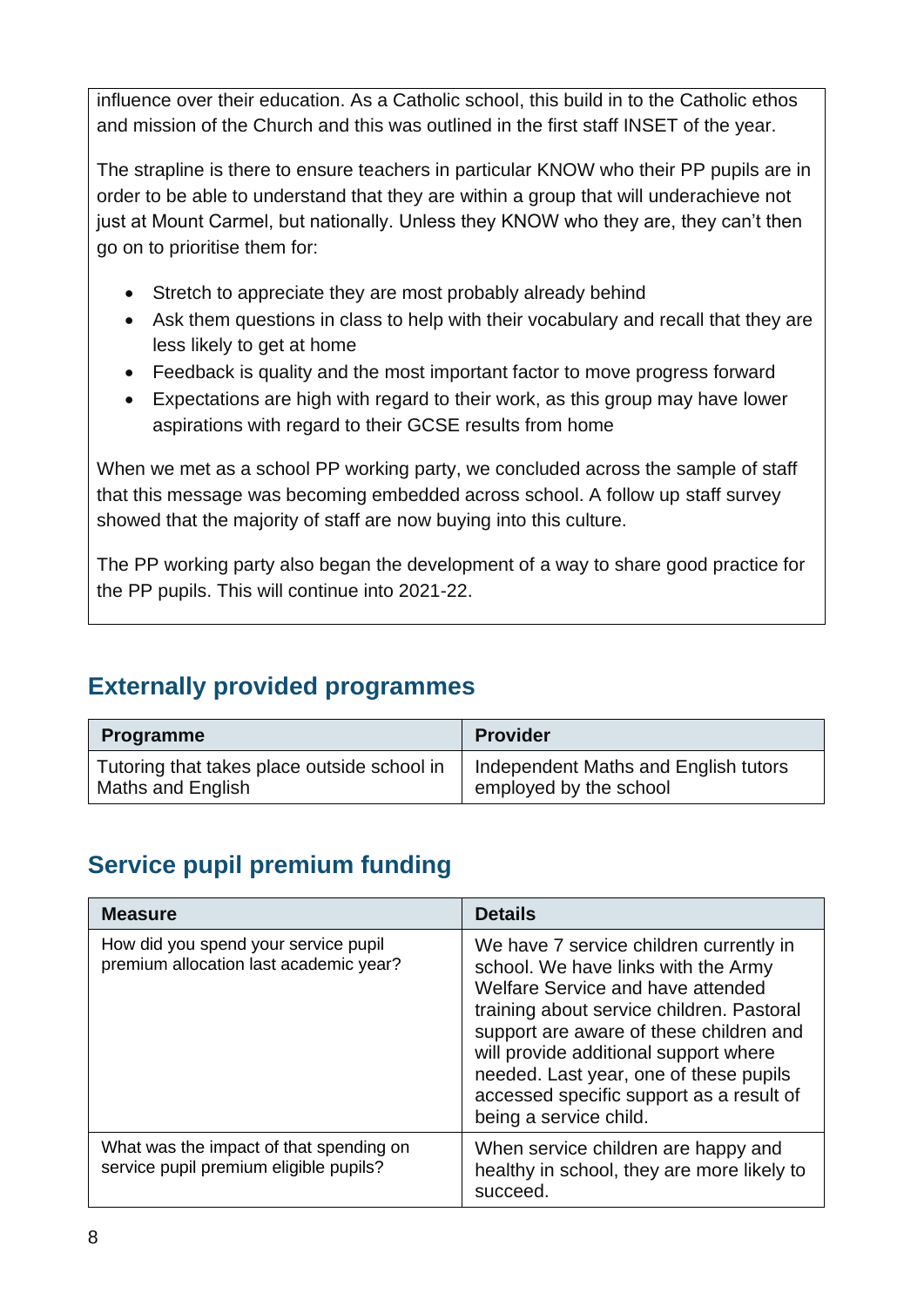influence over their education. As a Catholic school, this build in to the Catholic ethos and mission of the Church and this was outlined in the first staff INSET of the year.

The strapline is there to ensure teachers in particular KNOW who their PP pupils are in order to be able to understand that they are within a group that will underachieve not just at Mount Carmel, but nationally. Unless they KNOW who they are, they can't then go on to prioritise them for:

- Stretch to appreciate they are most probably already behind
- Ask them questions in class to help with their vocabulary and recall that they are less likely to get at home
- Feedback is quality and the most important factor to move progress forward
- Expectations are high with regard to their work, as this group may have lower aspirations with regard to their GCSE results from home

When we met as a school PP working party, we concluded across the sample of staff that this message was becoming embedded across school. A follow up staff survey showed that the majority of staff are now buying into this culture.

The PP working party also began the development of a way to share good practice for the PP pupils. This will continue into 2021-22.

## Externally provided programmes

| Programme | Provider |
|---|---|
| Tutoring that takes place outside school in Maths and English | Independent Maths and English tutors employed by the school |

## Service pupil premium funding

| Measure | Details |
|---|---|
| How did you spend your service pupil premium allocation last academic year? | We have 7 service children currently in school. We have links with the Army Welfare Service and have attended training about service children. Pastoral support are aware of these children and will provide additional support where needed. Last year, one of these pupils accessed specific support as a result of being a service child. |
| What was the impact of that spending on service pupil premium eligible pupils? | When service children are happy and healthy in school, they are more likely to succeed. |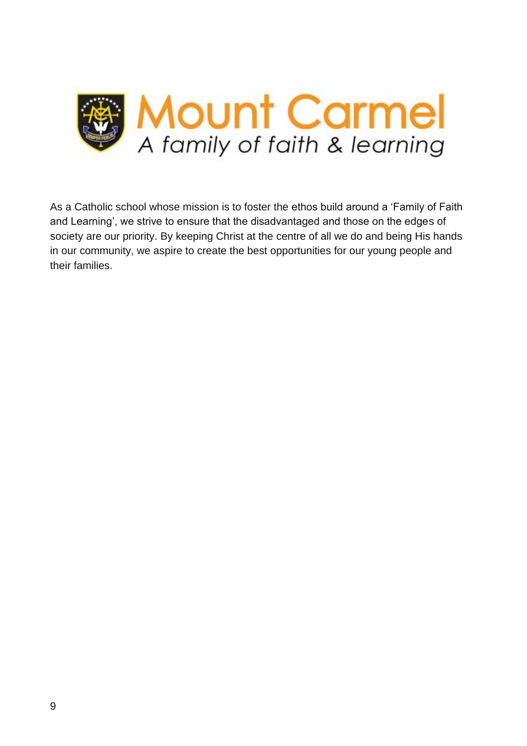Mount Carmel

A family of faith & learning

As a Catholic school whose mission is to foster the ethos build around a 'Family of Faith and Learning', we strive to ensure that the disadvantaged and those on the edges of society are our priority. By keeping Christ at the centre of all we do and being His hands in our community, we aspire to create the best opportunities for our young people and their families.